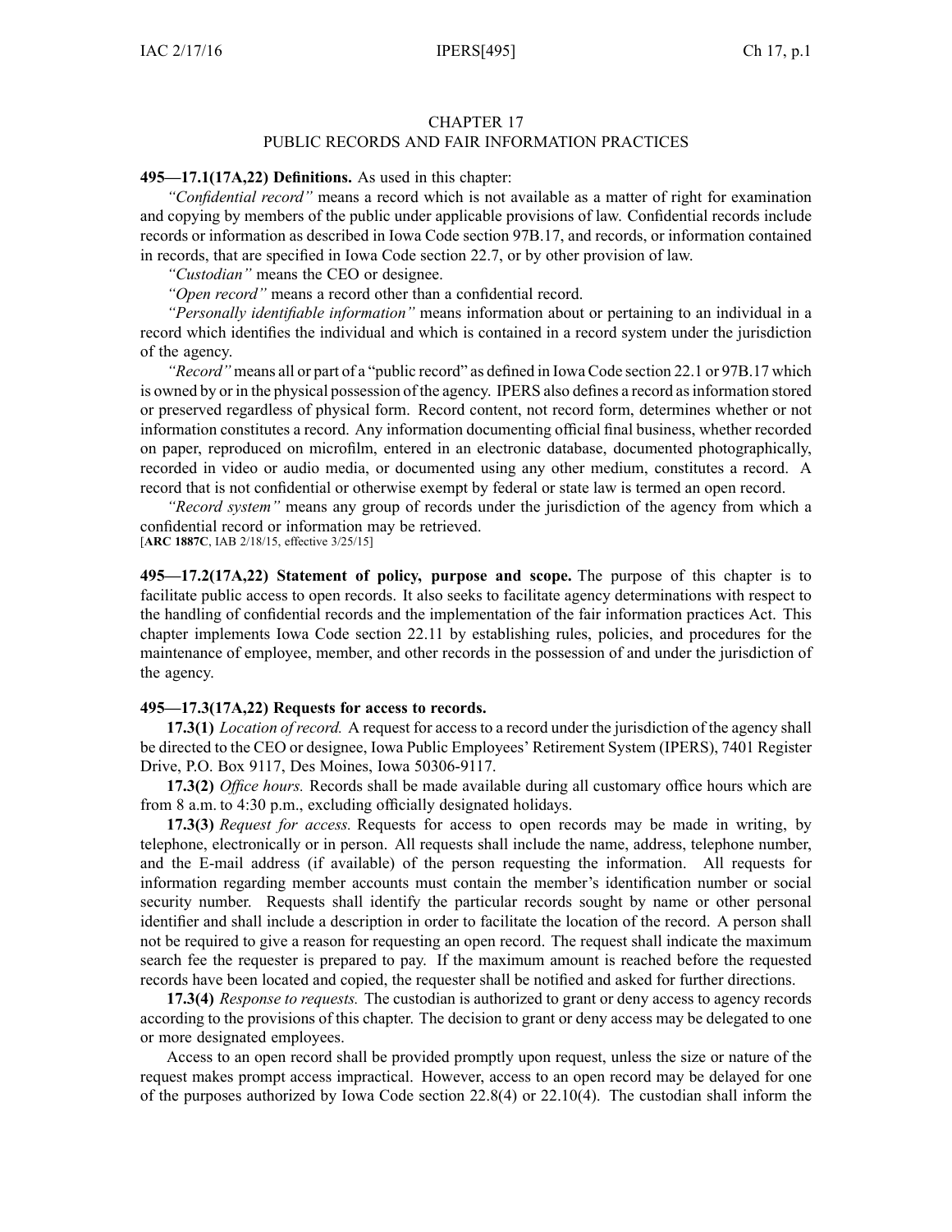# CHAPTER 17
## PUBLIC RECORDS AND FAIR INFORMATION PRACTICES

**495—17.1(17A,22) Definitions.** As used in this chapter:

*"Confidential record"* means a record which is not available as a matter of right for examination and copying by members of the public under applicable provisions of law. Confidential records include records or information as described in Iowa Code section 97B.17, and records, or information contained in records, that are specified in Iowa Code section 22.7, or by other provision of law.

*"Custodian"* means the CEO or designee.

*"Open record"* means a record other than a confidential record.

*"Personally identifiable information"* means information about or pertaining to an individual in a record which identifies the individual and which is contained in a record system under the jurisdiction of the agency.

*"Record"* means all or part of a "public record" as defined in Iowa Code section 22.1 or 97B.17 which is owned by or in the physical possession of the agency. IPERS also defines a record as information stored or preserved regardless of physical form. Record content, not record form, determines whether or not information constitutes a record. Any information documenting official final business, whether recorded on paper, reproduced on microfilm, entered in an electronic database, documented photographically, recorded in video or audio media, or documented using any other medium, constitutes a record. A record that is not confidential or otherwise exempt by federal or state law is termed an open record.

*"Record system"* means any group of records under the jurisdiction of the agency from which a confidential record or information may be retrieved.

[**ARC 1887C**, IAB 2/18/15, effective 3/25/15]

**495—17.2(17A,22) Statement of policy, purpose and scope.** The purpose of this chapter is to facilitate public access to open records. It also seeks to facilitate agency determinations with respect to the handling of confidential records and the implementation of the fair information practices Act. This chapter implements Iowa Code section 22.11 by establishing rules, policies, and procedures for the maintenance of employee, member, and other records in the possession of and under the jurisdiction of the agency.

**495—17.3(17A,22) Requests for access to records.**

**17.3(1)** *Location of record.* A request for access to a record under the jurisdiction of the agency shall be directed to the CEO or designee, Iowa Public Employees' Retirement System (IPERS), 7401 Register Drive, P.O. Box 9117, Des Moines, Iowa 50306-9117.

**17.3(2)** *Office hours.* Records shall be made available during all customary office hours which are from 8 a.m. to 4:30 p.m., excluding officially designated holidays.

**17.3(3)** *Request for access.* Requests for access to open records may be made in writing, by telephone, electronically or in person. All requests shall include the name, address, telephone number, and the E-mail address (if available) of the person requesting the information. All requests for information regarding member accounts must contain the member's identification number or social security number. Requests shall identify the particular records sought by name or other personal identifier and shall include a description in order to facilitate the location of the record. A person shall not be required to give a reason for requesting an open record. The request shall indicate the maximum search fee the requester is prepared to pay. If the maximum amount is reached before the requested records have been located and copied, the requester shall be notified and asked for further directions.

**17.3(4)** *Response to requests.* The custodian is authorized to grant or deny access to agency records according to the provisions of this chapter. The decision to grant or deny access may be delegated to one or more designated employees.

Access to an open record shall be provided promptly upon request, unless the size or nature of the request makes prompt access impractical. However, access to an open record may be delayed for one of the purposes authorized by Iowa Code section 22.8(4) or 22.10(4). The custodian shall inform the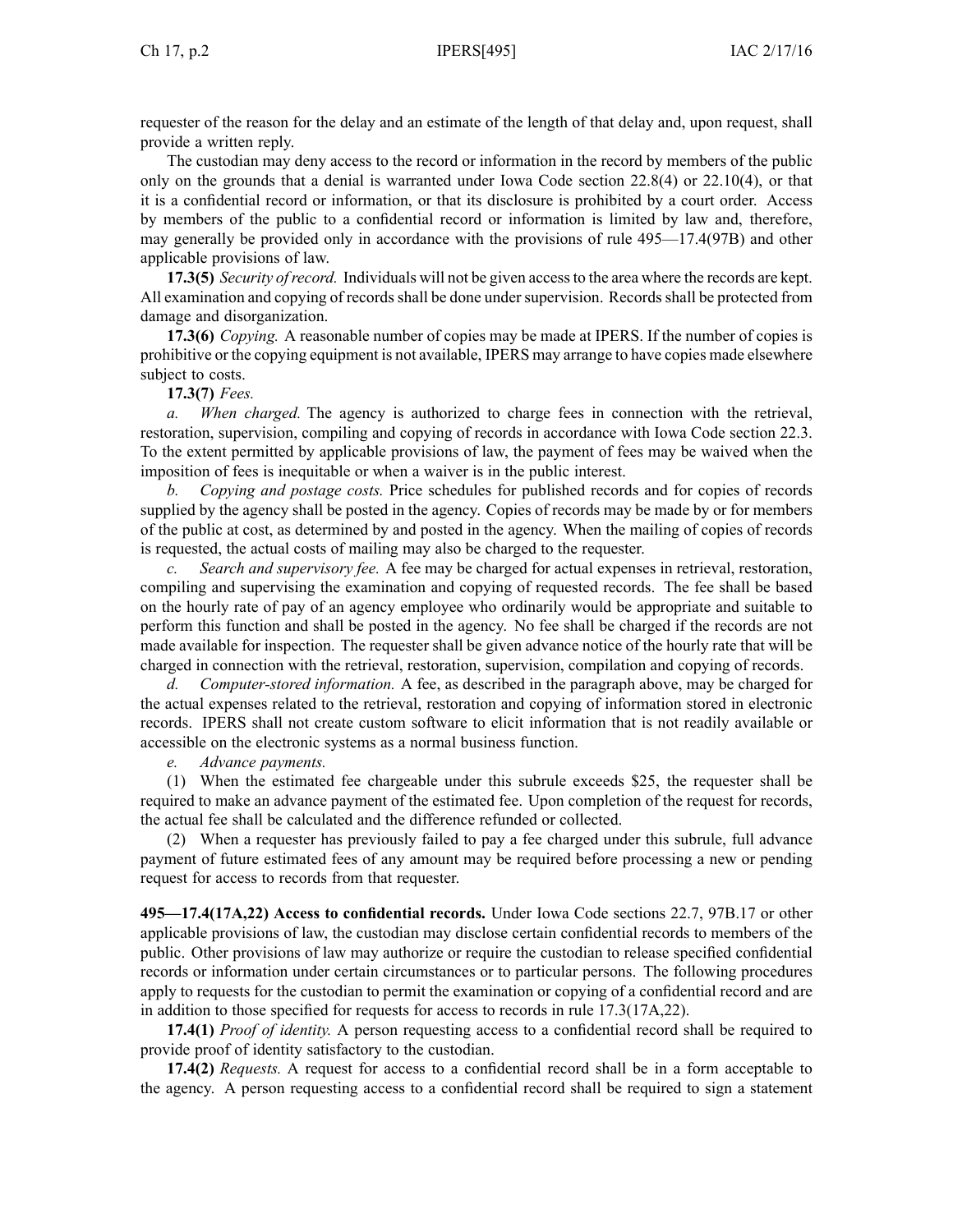requester of the reason for the delay and an estimate of the length of that delay and, upon request, shall provide a written reply.

The custodian may deny access to the record or information in the record by members of the public only on the grounds that a denial is warranted under Iowa Code section 22.8(4) or 22.10(4), or that it is a confidential record or information, or that its disclosure is prohibited by a court order. Access by members of the public to a confidential record or information is limited by law and, therefore, may generally be provided only in accordance with the provisions of rule 495—17.4(97B) and other applicable provisions of law.

**17.3(5)** *Security of record.* Individuals will not be given access to the area where the records are kept. All examination and copying of records shall be done under supervision. Records shall be protected from damage and disorganization.

**17.3(6)** *Copying.* A reasonable number of copies may be made at IPERS. If the number of copies is prohibitive or the copying equipment is not available, IPERS may arrange to have copies made elsewhere subject to costs.

**17.3(7)** *Fees.*

*a. When charged.* The agency is authorized to charge fees in connection with the retrieval, restoration, supervision, compiling and copying of records in accordance with Iowa Code section 22.3. To the extent permitted by applicable provisions of law, the payment of fees may be waived when the imposition of fees is inequitable or when a waiver is in the public interest.

*b. Copying and postage costs.* Price schedules for published records and for copies of records supplied by the agency shall be posted in the agency. Copies of records may be made by or for members of the public at cost, as determined by and posted in the agency. When the mailing of copies of records is requested, the actual costs of mailing may also be charged to the requester.

*c. Search and supervisory fee.* A fee may be charged for actual expenses in retrieval, restoration, compiling and supervising the examination and copying of requested records. The fee shall be based on the hourly rate of pay of an agency employee who ordinarily would be appropriate and suitable to perform this function and shall be posted in the agency. No fee shall be charged if the records are not made available for inspection. The requester shall be given advance notice of the hourly rate that will be charged in connection with the retrieval, restoration, supervision, compilation and copying of records.

*d. Computer-stored information.* A fee, as described in the paragraph above, may be charged for the actual expenses related to the retrieval, restoration and copying of information stored in electronic records. IPERS shall not create custom software to elicit information that is not readily available or accessible on the electronic systems as a normal business function.

*e. Advance payments.*

(1) When the estimated fee chargeable under this subrule exceeds $25, the requester shall be required to make an advance payment of the estimated fee. Upon completion of the request for records, the actual fee shall be calculated and the difference refunded or collected.

(2) When a requester has previously failed to pay a fee charged under this subrule, full advance payment of future estimated fees of any amount may be required before processing a new or pending request for access to records from that requester.

**495—17.4(17A,22) Access to confidential records.** Under Iowa Code sections 22.7, 97B.17 or other applicable provisions of law, the custodian may disclose certain confidential records to members of the public. Other provisions of law may authorize or require the custodian to release specified confidential records or information under certain circumstances or to particular persons. The following procedures apply to requests for the custodian to permit the examination or copying of a confidential record and are in addition to those specified for requests for access to records in rule 17.3(17A,22).

**17.4(1)** *Proof of identity.* A person requesting access to a confidential record shall be required to provide proof of identity satisfactory to the custodian.

**17.4(2)** *Requests.* A request for access to a confidential record shall be in a form acceptable to the agency. A person requesting access to a confidential record shall be required to sign a statement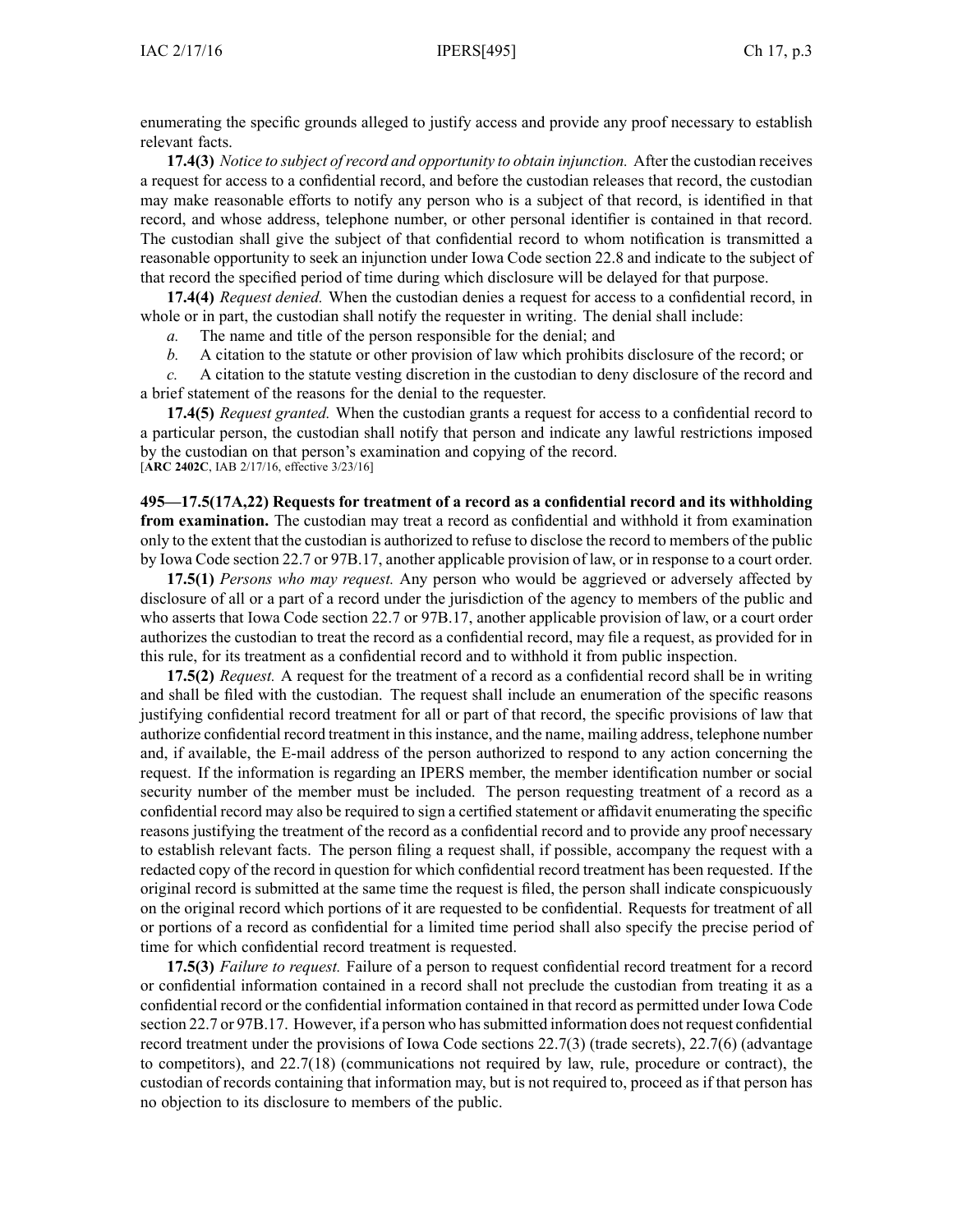enumerating the specific grounds alleged to justify access and provide any proof necessary to establish relevant facts.

**17.4(3)** *Notice to subject of record and opportunity to obtain injunction.* After the custodian receives a request for access to a confidential record, and before the custodian releases that record, the custodian may make reasonable efforts to notify any person who is a subject of that record, is identified in that record, and whose address, telephone number, or other personal identifier is contained in that record. The custodian shall give the subject of that confidential record to whom notification is transmitted a reasonable opportunity to seek an injunction under Iowa Code section 22.8 and indicate to the subject of that record the specified period of time during which disclosure will be delayed for that purpose.

**17.4(4)** *Request denied.* When the custodian denies a request for access to a confidential record, in whole or in part, the custodian shall notify the requester in writing. The denial shall include:

*a.* The name and title of the person responsible for the denial; and

*b.* A citation to the statute or other provision of law which prohibits disclosure of the record; or

*c.* A citation to the statute vesting discretion in the custodian to deny disclosure of the record and a brief statement of the reasons for the denial to the requester.

**17.4(5)** *Request granted.* When the custodian grants a request for access to a confidential record to a particular person, the custodian shall notify that person and indicate any lawful restrictions imposed by the custodian on that person's examination and copying of the record.
[**ARC 2402C**, IAB 2/17/16, effective 3/23/16]

**495—17.5(17A,22) Requests for treatment of a record as a confidential record and its withholding from examination.** The custodian may treat a record as confidential and withhold it from examination only to the extent that the custodian is authorized to refuse to disclose the record to members of the public by Iowa Code section 22.7 or 97B.17, another applicable provision of law, or in response to a court order.

**17.5(1)** *Persons who may request.* Any person who would be aggrieved or adversely affected by disclosure of all or a part of a record under the jurisdiction of the agency to members of the public and who asserts that Iowa Code section 22.7 or 97B.17, another applicable provision of law, or a court order authorizes the custodian to treat the record as a confidential record, may file a request, as provided for in this rule, for its treatment as a confidential record and to withhold it from public inspection.

**17.5(2)** *Request.* A request for the treatment of a record as a confidential record shall be in writing and shall be filed with the custodian. The request shall include an enumeration of the specific reasons justifying confidential record treatment for all or part of that record, the specific provisions of law that authorize confidential record treatment in this instance, and the name, mailing address, telephone number and, if available, the E-mail address of the person authorized to respond to any action concerning the request. If the information is regarding an IPERS member, the member identification number or social security number of the member must be included. The person requesting treatment of a record as a confidential record may also be required to sign a certified statement or affidavit enumerating the specific reasons justifying the treatment of the record as a confidential record and to provide any proof necessary to establish relevant facts. The person filing a request shall, if possible, accompany the request with a redacted copy of the record in question for which confidential record treatment has been requested. If the original record is submitted at the same time the request is filed, the person shall indicate conspicuously on the original record which portions of it are requested to be confidential. Requests for treatment of all or portions of a record as confidential for a limited time period shall also specify the precise period of time for which confidential record treatment is requested.

**17.5(3)** *Failure to request.* Failure of a person to request confidential record treatment for a record or confidential information contained in a record shall not preclude the custodian from treating it as a confidential record or the confidential information contained in that record as permitted under Iowa Code section 22.7 or 97B.17. However, if a person who has submitted information does not request confidential record treatment under the provisions of Iowa Code sections 22.7(3) (trade secrets), 22.7(6) (advantage to competitors), and 22.7(18) (communications not required by law, rule, procedure or contract), the custodian of records containing that information may, but is not required to, proceed as if that person has no objection to its disclosure to members of the public.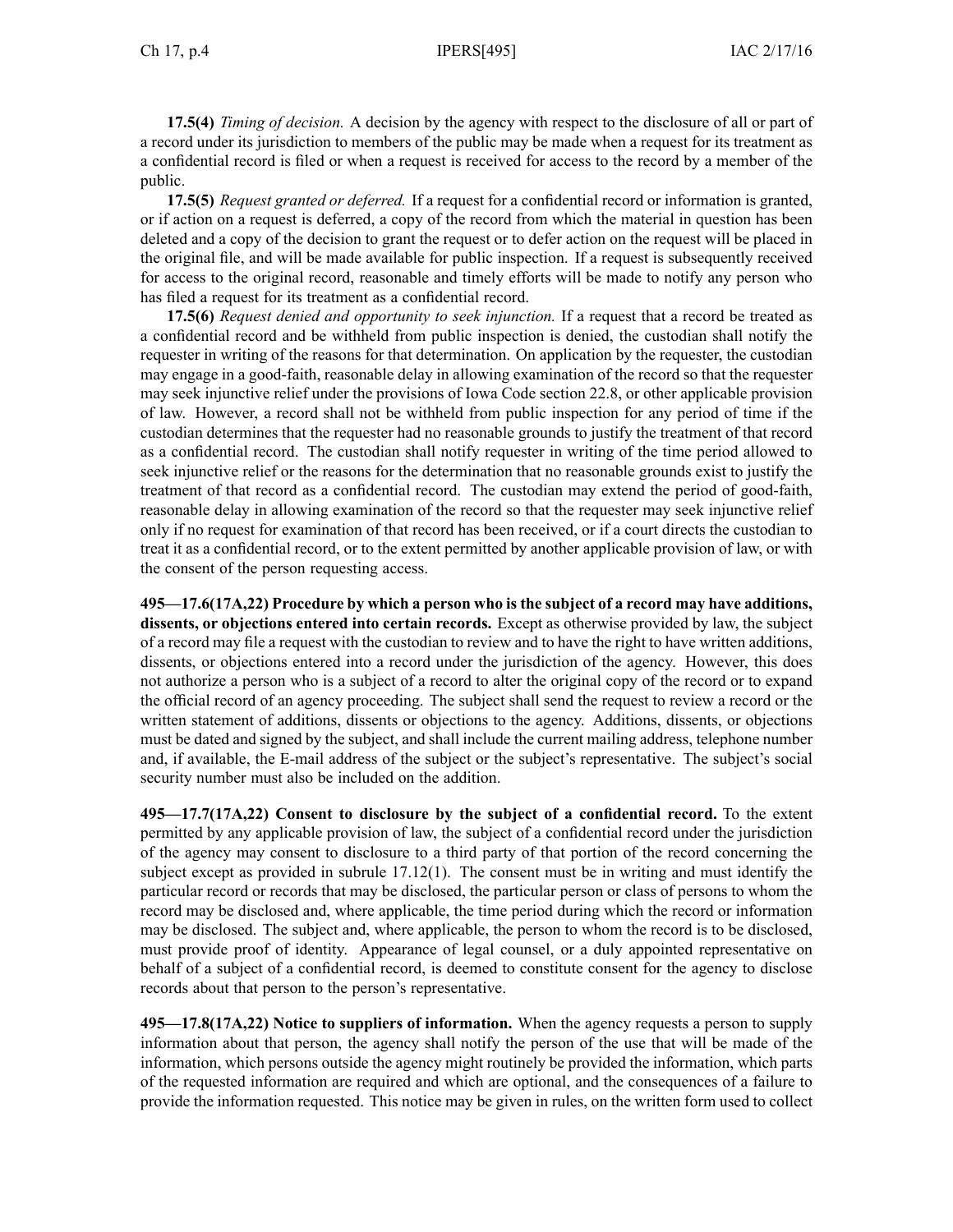**17.5(4)** *Timing of decision.* A decision by the agency with respect to the disclosure of all or part of a record under its jurisdiction to members of the public may be made when a request for its treatment as a confidential record is filed or when a request is received for access to the record by a member of the public.

**17.5(5)** *Request granted or deferred.* If a request for a confidential record or information is granted, or if action on a request is deferred, a copy of the record from which the material in question has been deleted and a copy of the decision to grant the request or to defer action on the request will be placed in the original file, and will be made available for public inspection. If a request is subsequently received for access to the original record, reasonable and timely efforts will be made to notify any person who has filed a request for its treatment as a confidential record.

**17.5(6)** *Request denied and opportunity to seek injunction.* If a request that a record be treated as a confidential record and be withheld from public inspection is denied, the custodian shall notify the requester in writing of the reasons for that determination. On application by the requester, the custodian may engage in a good-faith, reasonable delay in allowing examination of the record so that the requester may seek injunctive relief under the provisions of Iowa Code section 22.8, or other applicable provision of law. However, a record shall not be withheld from public inspection for any period of time if the custodian determines that the requester had no reasonable grounds to justify the treatment of that record as a confidential record. The custodian shall notify requester in writing of the time period allowed to seek injunctive relief or the reasons for the determination that no reasonable grounds exist to justify the treatment of that record as a confidential record. The custodian may extend the period of good-faith, reasonable delay in allowing examination of the record so that the requester may seek injunctive relief only if no request for examination of that record has been received, or if a court directs the custodian to treat it as a confidential record, or to the extent permitted by another applicable provision of law, or with the consent of the person requesting access.

**495—17.6(17A,22) Procedure by which a person who is the subject of a record may have additions, dissents, or objections entered into certain records.** Except as otherwise provided by law, the subject of a record may file a request with the custodian to review and to have the right to have written additions, dissents, or objections entered into a record under the jurisdiction of the agency. However, this does not authorize a person who is a subject of a record to alter the original copy of the record or to expand the official record of an agency proceeding. The subject shall send the request to review a record or the written statement of additions, dissents or objections to the agency. Additions, dissents, or objections must be dated and signed by the subject, and shall include the current mailing address, telephone number and, if available, the E-mail address of the subject or the subject's representative. The subject's social security number must also be included on the addition.

**495—17.7(17A,22) Consent to disclosure by the subject of a confidential record.** To the extent permitted by any applicable provision of law, the subject of a confidential record under the jurisdiction of the agency may consent to disclosure to a third party of that portion of the record concerning the subject except as provided in subrule 17.12(1). The consent must be in writing and must identify the particular record or records that may be disclosed, the particular person or class of persons to whom the record may be disclosed and, where applicable, the time period during which the record or information may be disclosed. The subject and, where applicable, the person to whom the record is to be disclosed, must provide proof of identity. Appearance of legal counsel, or a duly appointed representative on behalf of a subject of a confidential record, is deemed to constitute consent for the agency to disclose records about that person to the person's representative.

**495—17.8(17A,22) Notice to suppliers of information.** When the agency requests a person to supply information about that person, the agency shall notify the person of the use that will be made of the information, which persons outside the agency might routinely be provided the information, which parts of the requested information are required and which are optional, and the consequences of a failure to provide the information requested. This notice may be given in rules, on the written form used to collect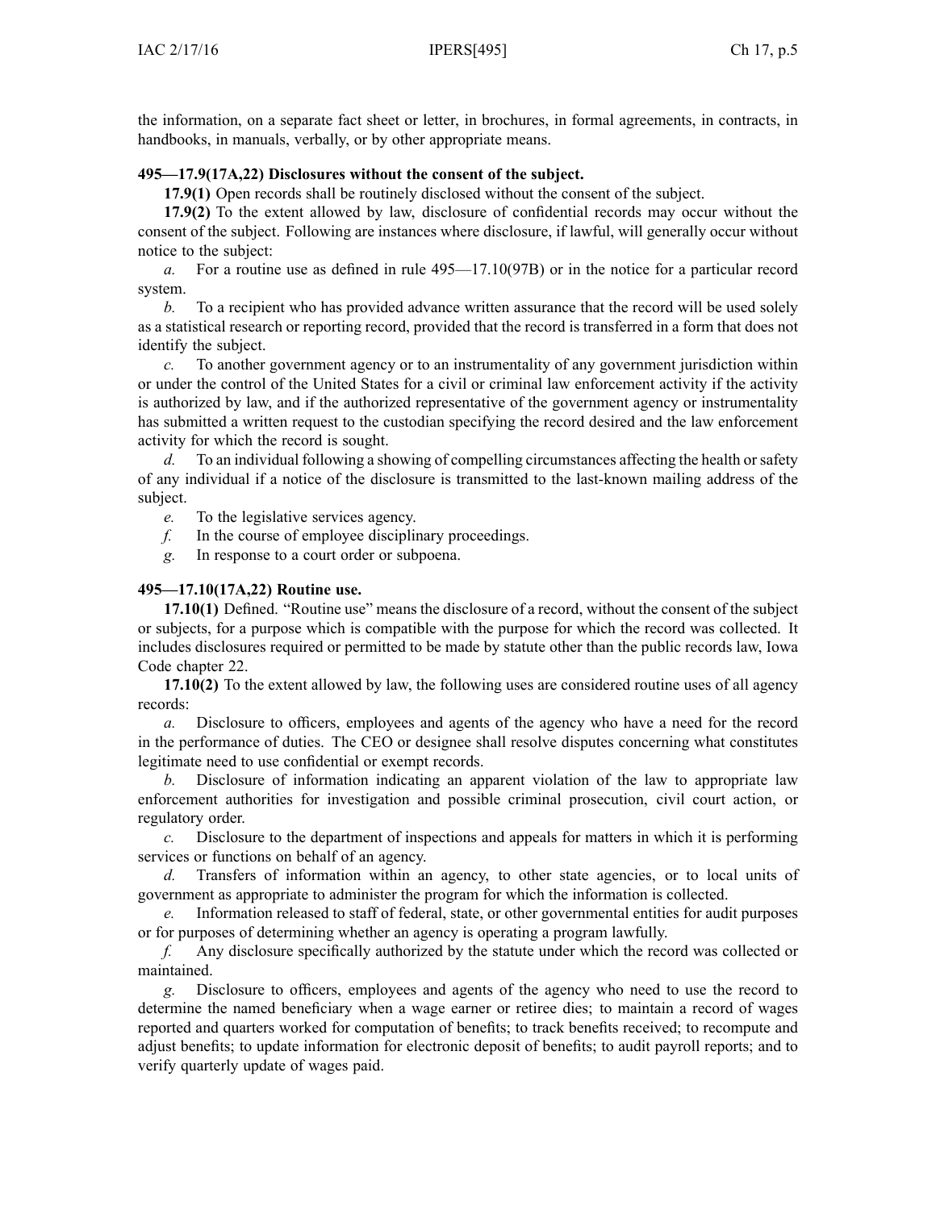the information, on a separate fact sheet or letter, in brochures, in formal agreements, in contracts, in handbooks, in manuals, verbally, or by other appropriate means.

**495—17.9(17A,22) Disclosures without the consent of the subject.**

**17.9(1)** Open records shall be routinely disclosed without the consent of the subject.

**17.9(2)** To the extent allowed by law, disclosure of confidential records may occur without the consent of the subject. Following are instances where disclosure, if lawful, will generally occur without notice to the subject:

*a.* For a routine use as defined in rule 495—17.10(97B) or in the notice for a particular record system.

*b.* To a recipient who has provided advance written assurance that the record will be used solely as a statistical research or reporting record, provided that the record is transferred in a form that does not identify the subject.

*c.* To another government agency or to an instrumentality of any government jurisdiction within or under the control of the United States for a civil or criminal law enforcement activity if the activity is authorized by law, and if the authorized representative of the government agency or instrumentality has submitted a written request to the custodian specifying the record desired and the law enforcement activity for which the record is sought.

*d.* To an individual following a showing of compelling circumstances affecting the health or safety of any individual if a notice of the disclosure is transmitted to the last-known mailing address of the subject.

*e.* To the legislative services agency.

*f.* In the course of employee disciplinary proceedings.

*g.* In response to a court order or subpoena.

**495—17.10(17A,22) Routine use.**

**17.10(1)** Defined. "Routine use" means the disclosure of a record, without the consent of the subject or subjects, for a purpose which is compatible with the purpose for which the record was collected. It includes disclosures required or permitted to be made by statute other than the public records law, Iowa Code chapter 22.

**17.10(2)** To the extent allowed by law, the following uses are considered routine uses of all agency records:

*a.* Disclosure to officers, employees and agents of the agency who have a need for the record in the performance of duties. The CEO or designee shall resolve disputes concerning what constitutes legitimate need to use confidential or exempt records.

*b.* Disclosure of information indicating an apparent violation of the law to appropriate law enforcement authorities for investigation and possible criminal prosecution, civil court action, or regulatory order.

*c.* Disclosure to the department of inspections and appeals for matters in which it is performing services or functions on behalf of an agency.

*d.* Transfers of information within an agency, to other state agencies, or to local units of government as appropriate to administer the program for which the information is collected.

*e.* Information released to staff of federal, state, or other governmental entities for audit purposes or for purposes of determining whether an agency is operating a program lawfully.

*f.* Any disclosure specifically authorized by the statute under which the record was collected or maintained.

*g.* Disclosure to officers, employees and agents of the agency who need to use the record to determine the named beneficiary when a wage earner or retiree dies; to maintain a record of wages reported and quarters worked for computation of benefits; to track benefits received; to recompute and adjust benefits; to update information for electronic deposit of benefits; to audit payroll reports; and to verify quarterly update of wages paid.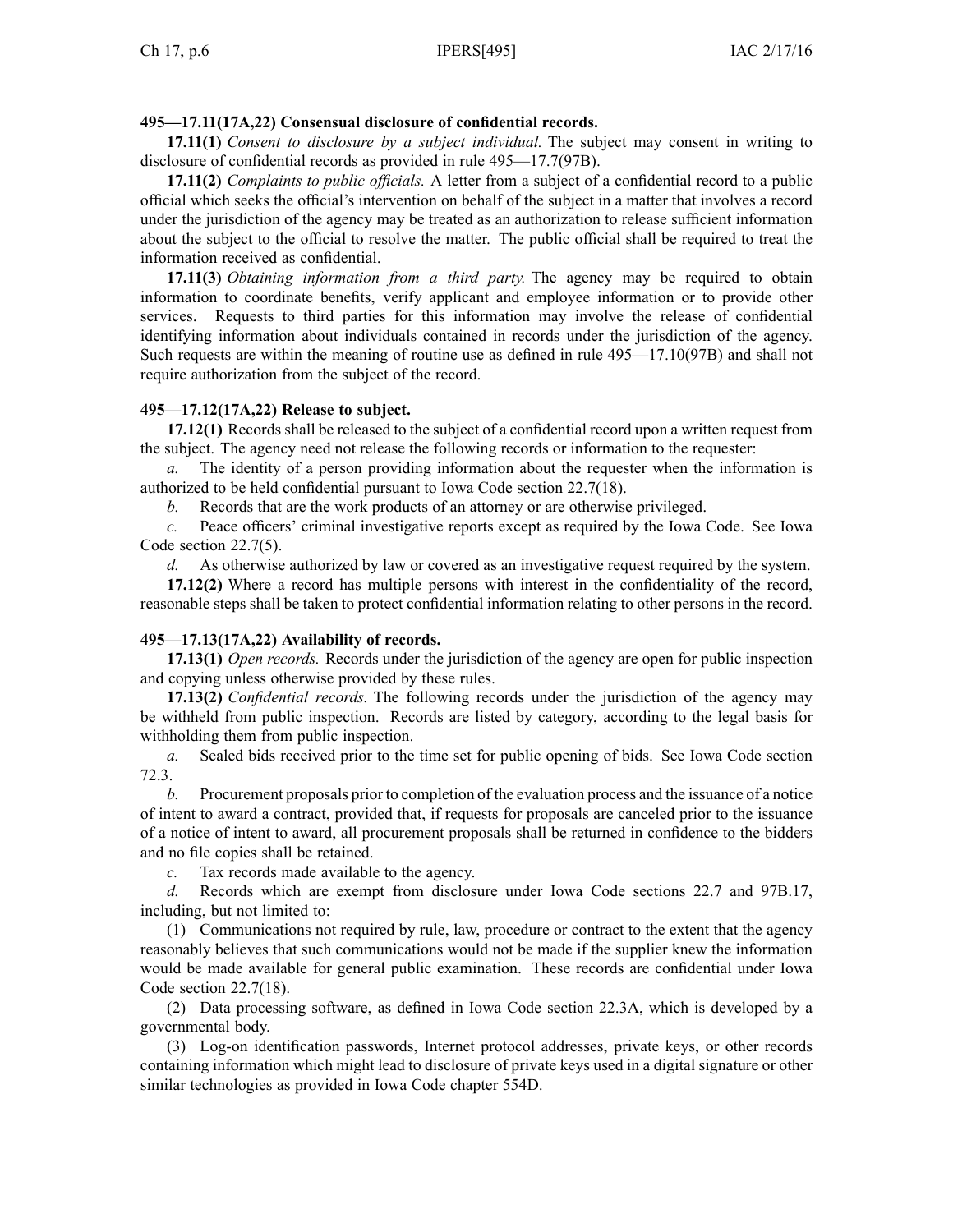**495—17.11(17A,22) Consensual disclosure of confidential records.**

**17.11(1)** *Consent to disclosure by a subject individual.* The subject may consent in writing to disclosure of confidential records as provided in rule 495—17.7(97B).

**17.11(2)** *Complaints to public officials.* A letter from a subject of a confidential record to a public official which seeks the official's intervention on behalf of the subject in a matter that involves a record under the jurisdiction of the agency may be treated as an authorization to release sufficient information about the subject to the official to resolve the matter. The public official shall be required to treat the information received as confidential.

**17.11(3)** *Obtaining information from a third party.* The agency may be required to obtain information to coordinate benefits, verify applicant and employee information or to provide other services. Requests to third parties for this information may involve the release of confidential identifying information about individuals contained in records under the jurisdiction of the agency. Such requests are within the meaning of routine use as defined in rule 495—17.10(97B) and shall not require authorization from the subject of the record.

**495—17.12(17A,22) Release to subject.**

**17.12(1)** Records shall be released to the subject of a confidential record upon a written request from the subject. The agency need not release the following records or information to the requester:

*a.* The identity of a person providing information about the requester when the information is authorized to be held confidential pursuant to Iowa Code section 22.7(18).

*b.* Records that are the work products of an attorney or are otherwise privileged.

*c.* Peace officers' criminal investigative reports except as required by the Iowa Code. See Iowa Code section 22.7(5).

*d.* As otherwise authorized by law or covered as an investigative request required by the system.

**17.12(2)** Where a record has multiple persons with interest in the confidentiality of the record, reasonable steps shall be taken to protect confidential information relating to other persons in the record.

**495—17.13(17A,22) Availability of records.**

**17.13(1)** *Open records.* Records under the jurisdiction of the agency are open for public inspection and copying unless otherwise provided by these rules.

**17.13(2)** *Confidential records.* The following records under the jurisdiction of the agency may be withheld from public inspection. Records are listed by category, according to the legal basis for withholding them from public inspection.

*a.* Sealed bids received prior to the time set for public opening of bids. See Iowa Code section 72.3.

*b.* Procurement proposals prior to completion of the evaluation process and the issuance of a notice of intent to award a contract, provided that, if requests for proposals are canceled prior to the issuance of a notice of intent to award, all procurement proposals shall be returned in confidence to the bidders and no file copies shall be retained.

*c.* Tax records made available to the agency.

*d.* Records which are exempt from disclosure under Iowa Code sections 22.7 and 97B.17, including, but not limited to:

(1) Communications not required by rule, law, procedure or contract to the extent that the agency reasonably believes that such communications would not be made if the supplier knew the information would be made available for general public examination. These records are confidential under Iowa Code section 22.7(18).

(2) Data processing software, as defined in Iowa Code section 22.3A, which is developed by a governmental body.

(3) Log-on identification passwords, Internet protocol addresses, private keys, or other records containing information which might lead to disclosure of private keys used in a digital signature or other similar technologies as provided in Iowa Code chapter 554D.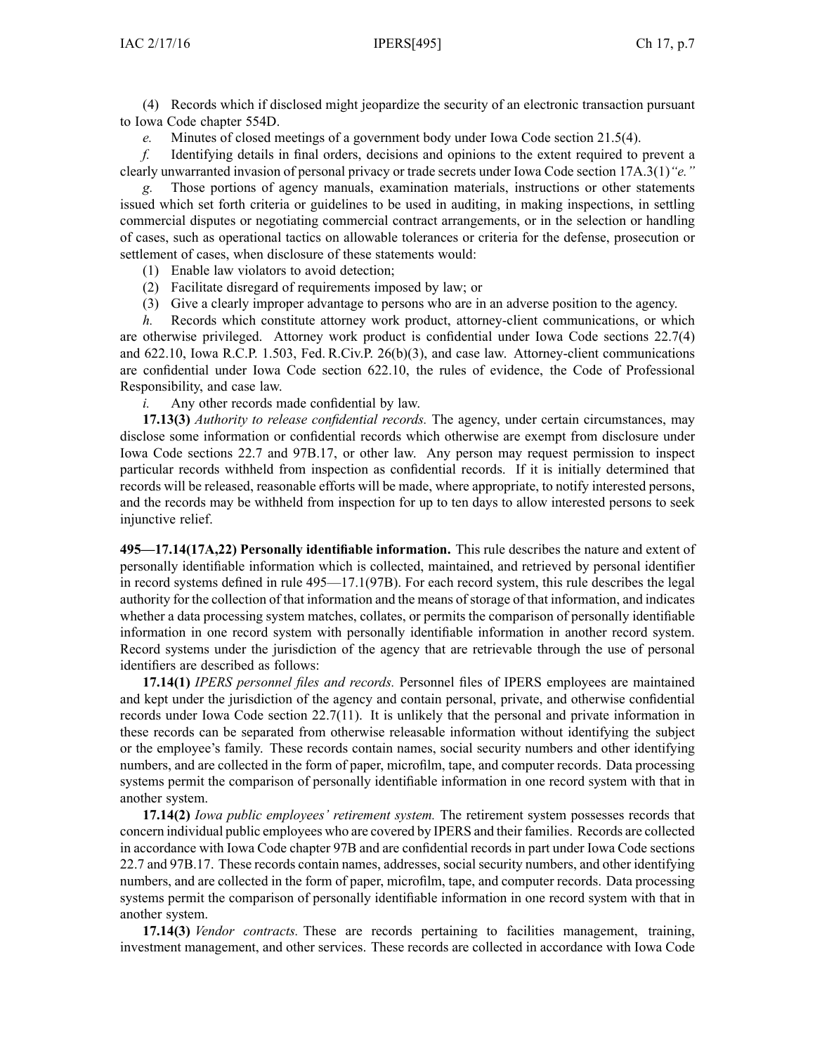(4) Records which if disclosed might jeopardize the security of an electronic transaction pursuant to Iowa Code chapter 554D.

*e.* Minutes of closed meetings of a government body under Iowa Code section 21.5(4).

*f.* Identifying details in final orders, decisions and opinions to the extent required to prevent a clearly unwarranted invasion of personal privacy or trade secrets under Iowa Code section 17A.3(1)*"e."*

*g.* Those portions of agency manuals, examination materials, instructions or other statements issued which set forth criteria or guidelines to be used in auditing, in making inspections, in settling commercial disputes or negotiating commercial contract arrangements, or in the selection or handling of cases, such as operational tactics on allowable tolerances or criteria for the defense, prosecution or settlement of cases, when disclosure of these statements would:

(1) Enable law violators to avoid detection;

(2) Facilitate disregard of requirements imposed by law; or

(3) Give a clearly improper advantage to persons who are in an adverse position to the agency.

*h.* Records which constitute attorney work product, attorney-client communications, or which are otherwise privileged. Attorney work product is confidential under Iowa Code sections 22.7(4) and 622.10, Iowa R.C.P. 1.503, Fed. R.Civ.P. 26(b)(3), and case law. Attorney-client communications are confidential under Iowa Code section 622.10, the rules of evidence, the Code of Professional Responsibility, and case law.

*i.* Any other records made confidential by law.

**17.13(3)** *Authority to release confidential records.* The agency, under certain circumstances, may disclose some information or confidential records which otherwise are exempt from disclosure under Iowa Code sections 22.7 and 97B.17, or other law. Any person may request permission to inspect particular records withheld from inspection as confidential records. If it is initially determined that records will be released, reasonable efforts will be made, where appropriate, to notify interested persons, and the records may be withheld from inspection for up to ten days to allow interested persons to seek injunctive relief.

**495—17.14(17A,22) Personally identifiable information.** This rule describes the nature and extent of personally identifiable information which is collected, maintained, and retrieved by personal identifier in record systems defined in rule 495—17.1(97B). For each record system, this rule describes the legal authority for the collection of that information and the means of storage of that information, and indicates whether a data processing system matches, collates, or permits the comparison of personally identifiable information in one record system with personally identifiable information in another record system. Record systems under the jurisdiction of the agency that are retrievable through the use of personal identifiers are described as follows:

**17.14(1)** *IPERS personnel files and records.* Personnel files of IPERS employees are maintained and kept under the jurisdiction of the agency and contain personal, private, and otherwise confidential records under Iowa Code section 22.7(11). It is unlikely that the personal and private information in these records can be separated from otherwise releasable information without identifying the subject or the employee's family. These records contain names, social security numbers and other identifying numbers, and are collected in the form of paper, microfilm, tape, and computer records. Data processing systems permit the comparison of personally identifiable information in one record system with that in another system.

**17.14(2)** *Iowa public employees' retirement system.* The retirement system possesses records that concern individual public employees who are covered by IPERS and their families. Records are collected in accordance with Iowa Code chapter 97B and are confidential records in part under Iowa Code sections 22.7 and 97B.17. These records contain names, addresses, social security numbers, and other identifying numbers, and are collected in the form of paper, microfilm, tape, and computer records. Data processing systems permit the comparison of personally identifiable information in one record system with that in another system.

**17.14(3)** *Vendor contracts.* These are records pertaining to facilities management, training, investment management, and other services. These records are collected in accordance with Iowa Code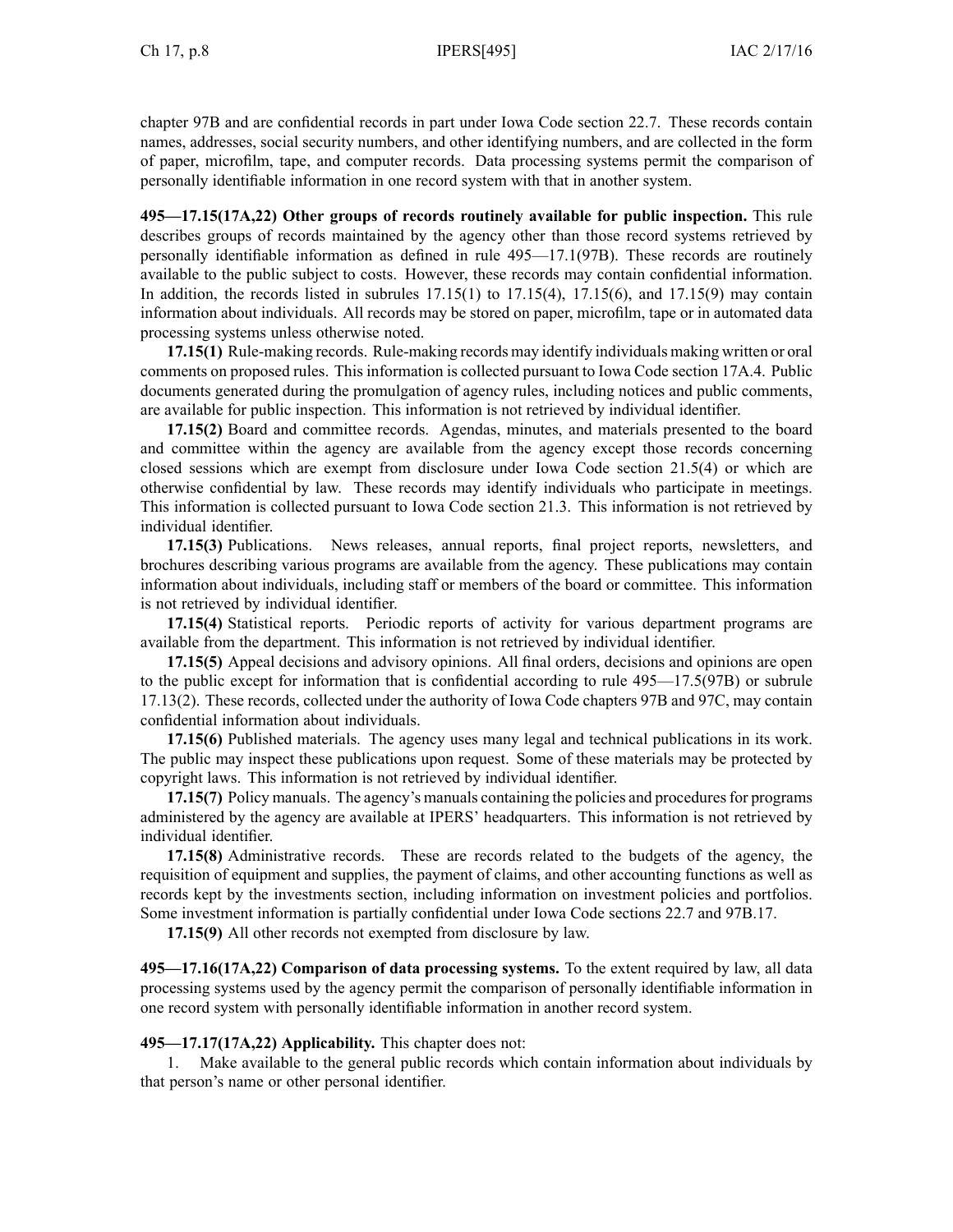chapter 97B and are confidential records in part under Iowa Code section 22.7. These records contain names, addresses, social security numbers, and other identifying numbers, and are collected in the form of paper, microfilm, tape, and computer records. Data processing systems permit the comparison of personally identifiable information in one record system with that in another system.

**495—17.15(17A,22) Other groups of records routinely available for public inspection.** This rule describes groups of records maintained by the agency other than those record systems retrieved by personally identifiable information as defined in rule 495—17.1(97B). These records are routinely available to the public subject to costs. However, these records may contain confidential information. In addition, the records listed in subrules 17.15(1) to 17.15(4), 17.15(6), and 17.15(9) may contain information about individuals. All records may be stored on paper, microfilm, tape or in automated data processing systems unless otherwise noted.

**17.15(1)** Rule-making records. Rule-making records may identify individuals making written or oral comments on proposed rules. This information is collected pursuant to Iowa Code section 17A.4. Public documents generated during the promulgation of agency rules, including notices and public comments, are available for public inspection. This information is not retrieved by individual identifier.

**17.15(2)** Board and committee records. Agendas, minutes, and materials presented to the board and committee within the agency are available from the agency except those records concerning closed sessions which are exempt from disclosure under Iowa Code section 21.5(4) or which are otherwise confidential by law. These records may identify individuals who participate in meetings. This information is collected pursuant to Iowa Code section 21.3. This information is not retrieved by individual identifier.

**17.15(3)** Publications. News releases, annual reports, final project reports, newsletters, and brochures describing various programs are available from the agency. These publications may contain information about individuals, including staff or members of the board or committee. This information is not retrieved by individual identifier.

**17.15(4)** Statistical reports. Periodic reports of activity for various department programs are available from the department. This information is not retrieved by individual identifier.

**17.15(5)** Appeal decisions and advisory opinions. All final orders, decisions and opinions are open to the public except for information that is confidential according to rule 495—17.5(97B) or subrule 17.13(2). These records, collected under the authority of Iowa Code chapters 97B and 97C, may contain confidential information about individuals.

**17.15(6)** Published materials. The agency uses many legal and technical publications in its work. The public may inspect these publications upon request. Some of these materials may be protected by copyright laws. This information is not retrieved by individual identifier.

**17.15(7)** Policy manuals. The agency's manuals containing the policies and procedures for programs administered by the agency are available at IPERS' headquarters. This information is not retrieved by individual identifier.

**17.15(8)** Administrative records. These are records related to the budgets of the agency, the requisition of equipment and supplies, the payment of claims, and other accounting functions as well as records kept by the investments section, including information on investment policies and portfolios. Some investment information is partially confidential under Iowa Code sections 22.7 and 97B.17.

**17.15(9)** All other records not exempted from disclosure by law.

**495—17.16(17A,22) Comparison of data processing systems.** To the extent required by law, all data processing systems used by the agency permit the comparison of personally identifiable information in one record system with personally identifiable information in another record system.

**495—17.17(17A,22) Applicability.** This chapter does not:

1. Make available to the general public records which contain information about individuals by that person's name or other personal identifier.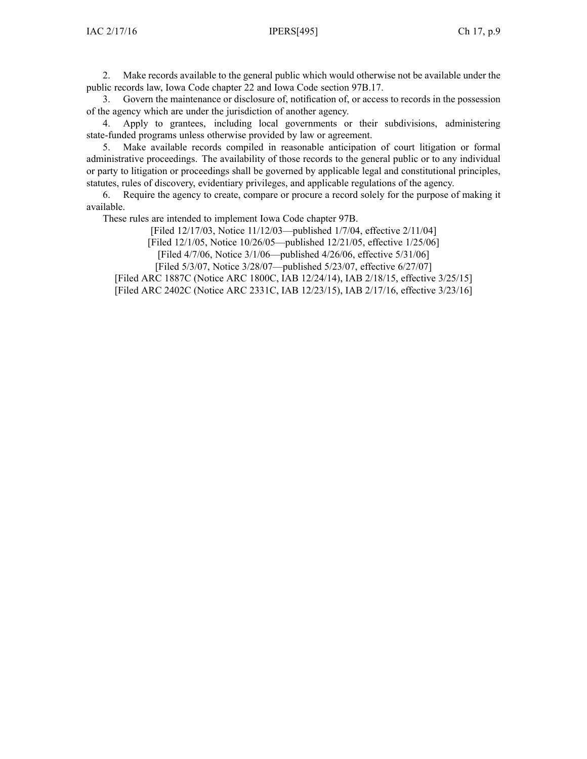2. Make records available to the general public which would otherwise not be available under the public records law, Iowa Code chapter 22 and Iowa Code section 97B.17.

3. Govern the maintenance or disclosure of, notification of, or access to records in the possession of the agency which are under the jurisdiction of another agency.

4. Apply to grantees, including local governments or their subdivisions, administering state-funded programs unless otherwise provided by law or agreement.

5. Make available records compiled in reasonable anticipation of court litigation or formal administrative proceedings. The availability of those records to the general public or to any individual or party to litigation or proceedings shall be governed by applicable legal and constitutional principles, statutes, rules of discovery, evidentiary privileges, and applicable regulations of the agency.

6. Require the agency to create, compare or procure a record solely for the purpose of making it available.

These rules are intended to implement Iowa Code chapter 97B.

[Filed 12/17/03, Notice 11/12/03—published 1/7/04, effective 2/11/04]
[Filed 12/1/05, Notice 10/26/05—published 12/21/05, effective 1/25/06]
[Filed 4/7/06, Notice 3/1/06—published 4/26/06, effective 5/31/06]
[Filed 5/3/07, Notice 3/28/07—published 5/23/07, effective 6/27/07]
[Filed ARC 1887C (Notice ARC 1800C, IAB 12/24/14), IAB 2/18/15, effective 3/25/15]
[Filed ARC 2402C (Notice ARC 2331C, IAB 12/23/15), IAB 2/17/16, effective 3/23/16]